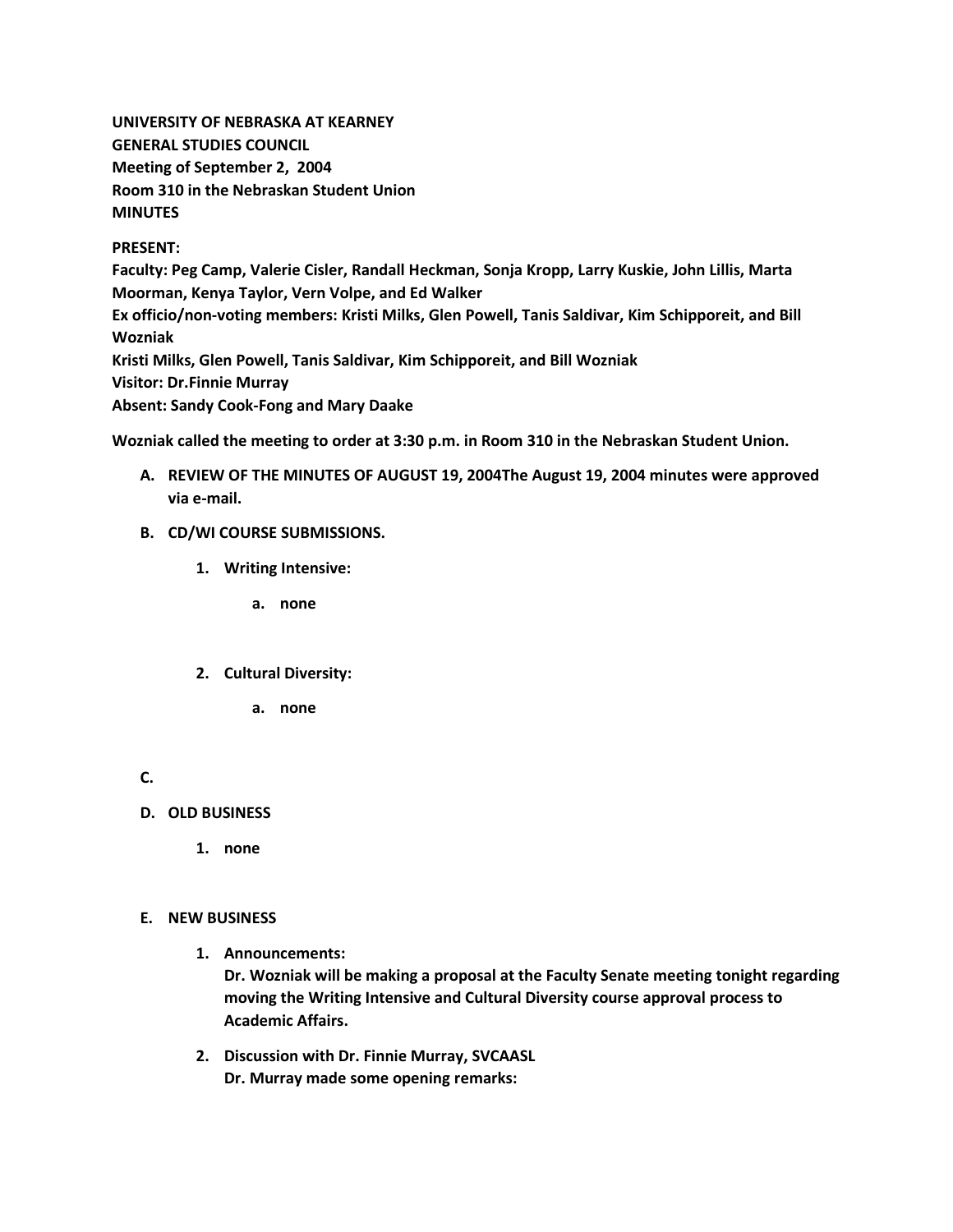**UNIVERSITY OF NEBRASKA AT KEARNEY**
**GENERAL STUDIES COUNCIL**
**Meeting of September 2, 2004**
**Room 310 in the Nebraskan Student Union**
**MINUTES**

**PRESENT:**
**Faculty: Peg Camp, Valerie Cisler, Randall Heckman, Sonja Kropp, Larry Kuskie, John Lillis, Marta Moorman, Kenya Taylor, Vern Volpe, and Ed Walker**
**Ex officio/non-voting members: Kristi Milks, Glen Powell, Tanis Saldivar, Kim Schipporeit, and Bill Wozniak**
**Kristi Milks, Glen Powell, Tanis Saldivar, Kim Schipporeit, and Bill Wozniak**
**Visitor: Dr.Finnie Murray**
**Absent: Sandy Cook-Fong and Mary Daake**

**Wozniak called the meeting to order at 3:30 p.m. in Room 310 in the Nebraskan Student Union.**

A. **REVIEW OF THE MINUTES OF AUGUST 19, 2004The August 19, 2004 minutes were approved via e-mail.**

B. **CD/WI COURSE SUBMISSIONS.**
   1. **Writing Intensive:**
      a. **none**
   2. **Cultural Diversity:**
      a. **none**

C.

D. **OLD BUSINESS**
   1. **none**

E. **NEW BUSINESS**
   1. **Announcements:**
      **Dr. Wozniak will be making a proposal at the Faculty Senate meeting tonight regarding moving the Writing Intensive and Cultural Diversity course approval process to Academic Affairs.**
   2. **Discussion with Dr. Finnie Murray, SVCAASL**
      **Dr. Murray made some opening remarks:**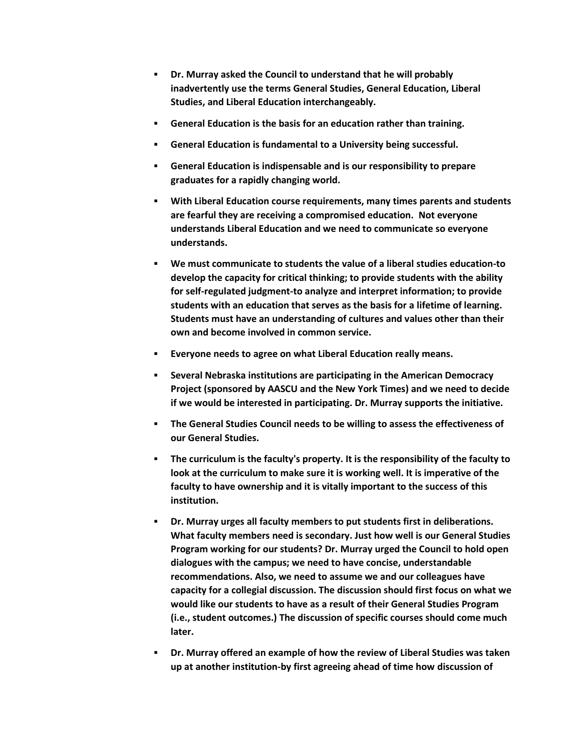- **Dr. Murray asked the Council to understand that he will probably inadvertently use the terms General Studies, General Education, Liberal Studies, and Liberal Education interchangeably.**
- **General Education is the basis for an education rather than training.**
- **General Education is fundamental to a University being successful.**
- **General Education is indispensable and is our responsibility to prepare graduates for a rapidly changing world.**
- **With Liberal Education course requirements, many times parents and students are fearful they are receiving a compromised education. Not everyone understands Liberal Education and we need to communicate so everyone understands.**
- **We must communicate to students the value of a liberal studies education-to develop the capacity for critical thinking; to provide students with the ability for self-regulated judgment-to analyze and interpret information; to provide students with an education that serves as the basis for a lifetime of learning. Students must have an understanding of cultures and values other than their own and become involved in common service.**
- **Everyone needs to agree on what Liberal Education really means.**
- **Several Nebraska institutions are participating in the American Democracy Project (sponsored by AASCU and the New York Times) and we need to decide if we would be interested in participating. Dr. Murray supports the initiative.**
- **The General Studies Council needs to be willing to assess the effectiveness of our General Studies.**
- **The curriculum is the faculty's property. It is the responsibility of the faculty to look at the curriculum to make sure it is working well. It is imperative of the faculty to have ownership and it is vitally important to the success of this institution.**
- **Dr. Murray urges all faculty members to put students first in deliberations. What faculty members need is secondary. Just how well is our General Studies Program working for our students? Dr. Murray urged the Council to hold open dialogues with the campus; we need to have concise, understandable recommendations. Also, we need to assume we and our colleagues have capacity for a collegial discussion. The discussion should first focus on what we would like our students to have as a result of their General Studies Program (i.e., student outcomes.) The discussion of specific courses should come much later.**
- **Dr. Murray offered an example of how the review of Liberal Studies was taken up at another institution-by first agreeing ahead of time how discussion of**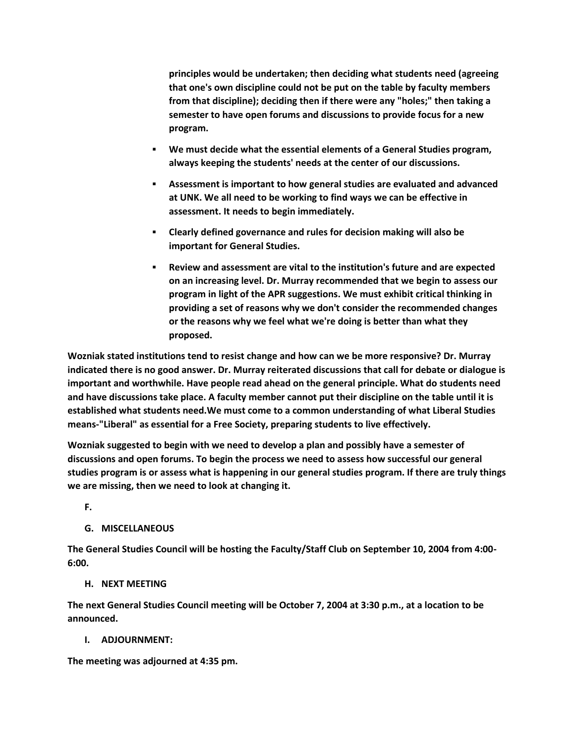**principles would be undertaken; then deciding what students need (agreeing that one's own discipline could not be put on the table by faculty members from that discipline); deciding then if there were any "holes;" then taking a semester to have open forums and discussions to provide focus for a new program.**

- **We must decide what the essential elements of a General Studies program, always keeping the students' needs at the center of our discussions.**
- **Assessment is important to how general studies are evaluated and advanced at UNK. We all need to be working to find ways we can be effective in assessment. It needs to begin immediately.**
- **Clearly defined governance and rules for decision making will also be important for General Studies.**
- **Review and assessment are vital to the institution's future and are expected on an increasing level. Dr. Murray recommended that we begin to assess our program in light of the APR suggestions. We must exhibit critical thinking in providing a set of reasons why we don't consider the recommended changes or the reasons why we feel what we're doing is better than what they proposed.**

**Wozniak stated institutions tend to resist change and how can we be more responsive? Dr. Murray indicated there is no good answer. Dr. Murray reiterated discussions that call for debate or dialogue is important and worthwhile. Have people read ahead on the general principle. What do students need and have discussions take place. A faculty member cannot put their discipline on the table until it is established what students need.We must come to a common understanding of what Liberal Studies means-"Liberal" as essential for a Free Society, preparing students to live effectively.**

**Wozniak suggested to begin with we need to develop a plan and possibly have a semester of discussions and open forums. To begin the process we need to assess how successful our general studies program is or assess what is happening in our general studies program. If there are truly things we are missing, then we need to look at changing it.**

**F.**

**G. MISCELLANEOUS**

**The General Studies Council will be hosting the Faculty/Staff Club on September 10, 2004 from 4:00-6:00.**

**H. NEXT MEETING**

**The next General Studies Council meeting will be October 7, 2004 at 3:30 p.m., at a location to be announced.**

**I. ADJOURNMENT:**

**The meeting was adjourned at 4:35 pm.**